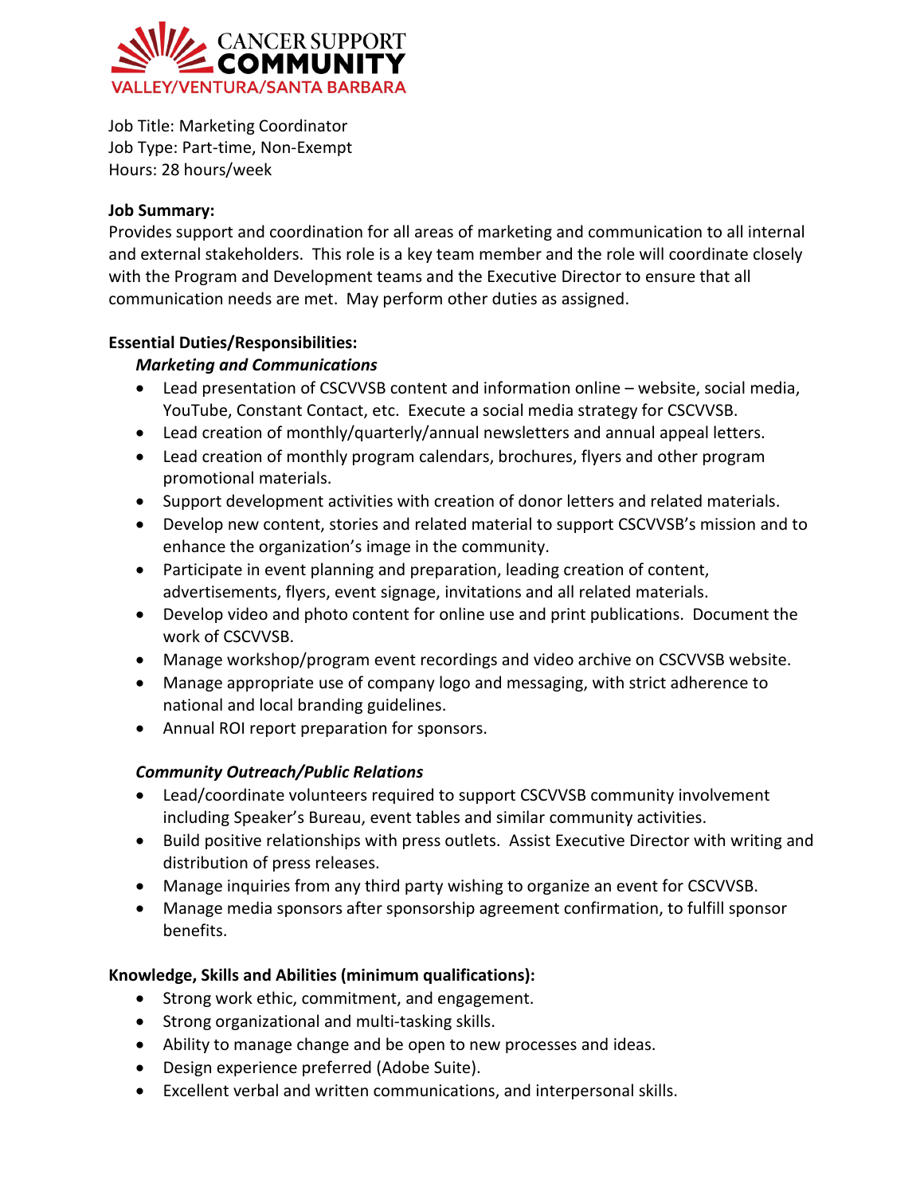CANCER SUPPORT COMMUNITY
VALLEY/VENTURA/SANTA BARBARA

Job Title: Marketing Coordinator
Job Type: Part-time, Non-Exempt
Hours: 28 hours/week

**Job Summary:**
Provides support and coordination for all areas of marketing and communication to all internal and external stakeholders. This role is a key team member and the role will coordinate closely with the Program and Development teams and the Executive Director to ensure that all communication needs are met. May perform other duties as assigned.

**Essential Duties/Responsibilities:**

***Marketing and Communications***

- Lead presentation of CSCVVSB content and information online – website, social media, YouTube, Constant Contact, etc. Execute a social media strategy for CSCVVSB.
- Lead creation of monthly/quarterly/annual newsletters and annual appeal letters.
- Lead creation of monthly program calendars, brochures, flyers and other program promotional materials.
- Support development activities with creation of donor letters and related materials.
- Develop new content, stories and related material to support CSCVVSB's mission and to enhance the organization's image in the community.
- Participate in event planning and preparation, leading creation of content, advertisements, flyers, event signage, invitations and all related materials.
- Develop video and photo content for online use and print publications. Document the work of CSCVVSB.
- Manage workshop/program event recordings and video archive on CSCVVSB website.
- Manage appropriate use of company logo and messaging, with strict adherence to national and local branding guidelines.
- Annual ROI report preparation for sponsors.

***Community Outreach/Public Relations***

- Lead/coordinate volunteers required to support CSCVVSB community involvement including Speaker's Bureau, event tables and similar community activities.
- Build positive relationships with press outlets. Assist Executive Director with writing and distribution of press releases.
- Manage inquiries from any third party wishing to organize an event for CSCVVSB.
- Manage media sponsors after sponsorship agreement confirmation, to fulfill sponsor benefits.

**Knowledge, Skills and Abilities (minimum qualifications):**

- Strong work ethic, commitment, and engagement.
- Strong organizational and multi-tasking skills.
- Ability to manage change and be open to new processes and ideas.
- Design experience preferred (Adobe Suite).
- Excellent verbal and written communications, and interpersonal skills.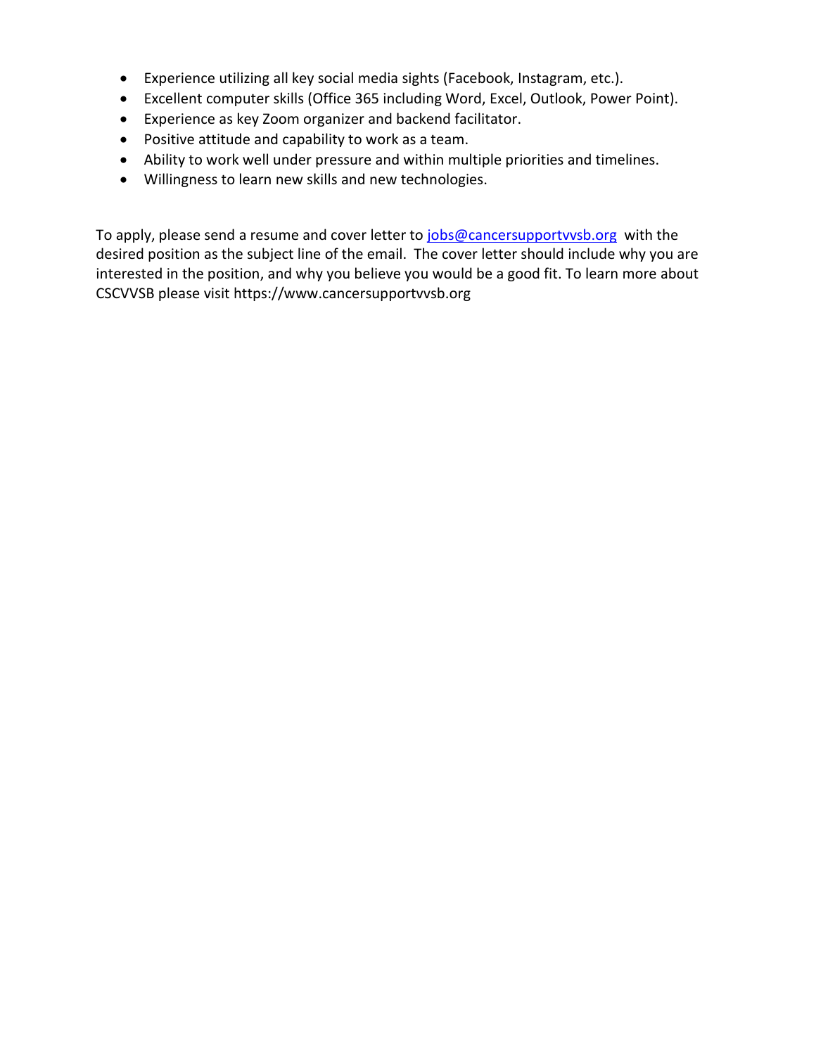- Experience utilizing all key social media sights (Facebook, Instagram, etc.).
- Excellent computer skills (Office 365 including Word, Excel, Outlook, Power Point).
- Experience as key Zoom organizer and backend facilitator.
- Positive attitude and capability to work as a team.
- Ability to work well under pressure and within multiple priorities and timelines.
- Willingness to learn new skills and new technologies.

To apply, please send a resume and cover letter to jobs@cancersupportvvsb.org with the desired position as the subject line of the email. The cover letter should include why you are interested in the position, and why you believe you would be a good fit. To learn more about CSCVVSB please visit https://www.cancersupportvvsb.org